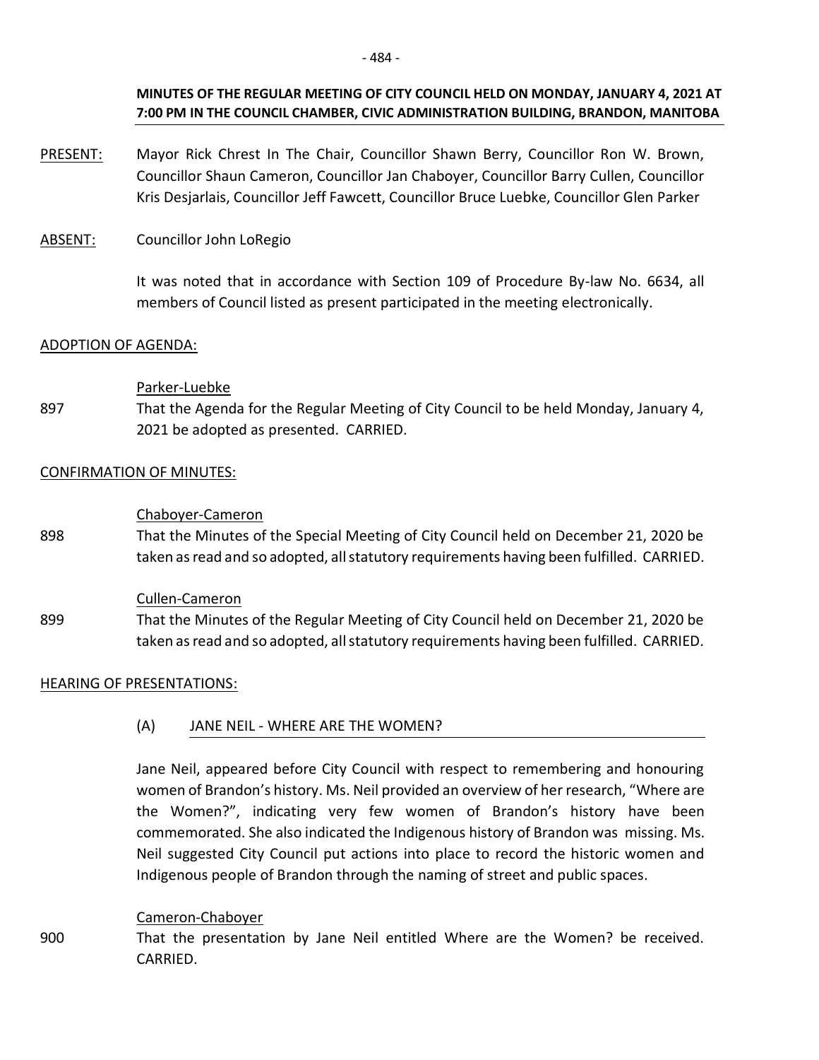**MINUTES OF THE REGULAR MEETING OF CITY COUNCIL HELD ON MONDAY, JANUARY 4, 2021 AT 7:00 PM IN THE COUNCIL CHAMBER, CIVIC ADMINISTRATION BUILDING, BRANDON, MANITOBA**

PRESENT: Mayor Rick Chrest In The Chair, Councillor Shawn Berry, Councillor Ron W. Brown, Councillor Shaun Cameron, Councillor Jan Chaboyer, Councillor Barry Cullen, Councillor Kris Desjarlais, Councillor Jeff Fawcett, Councillor Bruce Luebke, Councillor Glen Parker

ABSENT: Councillor John LoRegio

It was noted that in accordance with Section 109 of Procedure By-law No. 6634, all members of Council listed as present participated in the meeting electronically.

ADOPTION OF AGENDA:

Parker-Luebke

897 That the Agenda for the Regular Meeting of City Council to be held Monday, January 4, 2021 be adopted as presented. CARRIED.

CONFIRMATION OF MINUTES:

Chaboyer-Cameron

898 That the Minutes of the Special Meeting of City Council held on December 21, 2020 be taken as read and so adopted, all statutory requirements having been fulfilled. CARRIED.

Cullen-Cameron

899 That the Minutes of the Regular Meeting of City Council held on December 21, 2020 be taken as read and so adopted, all statutory requirements having been fulfilled. CARRIED.

HEARING OF PRESENTATIONS:

(A) JANE NEIL - WHERE ARE THE WOMEN?

Jane Neil, appeared before City Council with respect to remembering and honouring women of Brandon's history. Ms. Neil provided an overview of her research, "Where are the Women?", indicating very few women of Brandon's history have been commemorated. She also indicated the Indigenous history of Brandon was missing. Ms. Neil suggested City Council put actions into place to record the historic women and Indigenous people of Brandon through the naming of street and public spaces.

Cameron-Chaboyer

900 That the presentation by Jane Neil entitled Where are the Women? be received. CARRIED.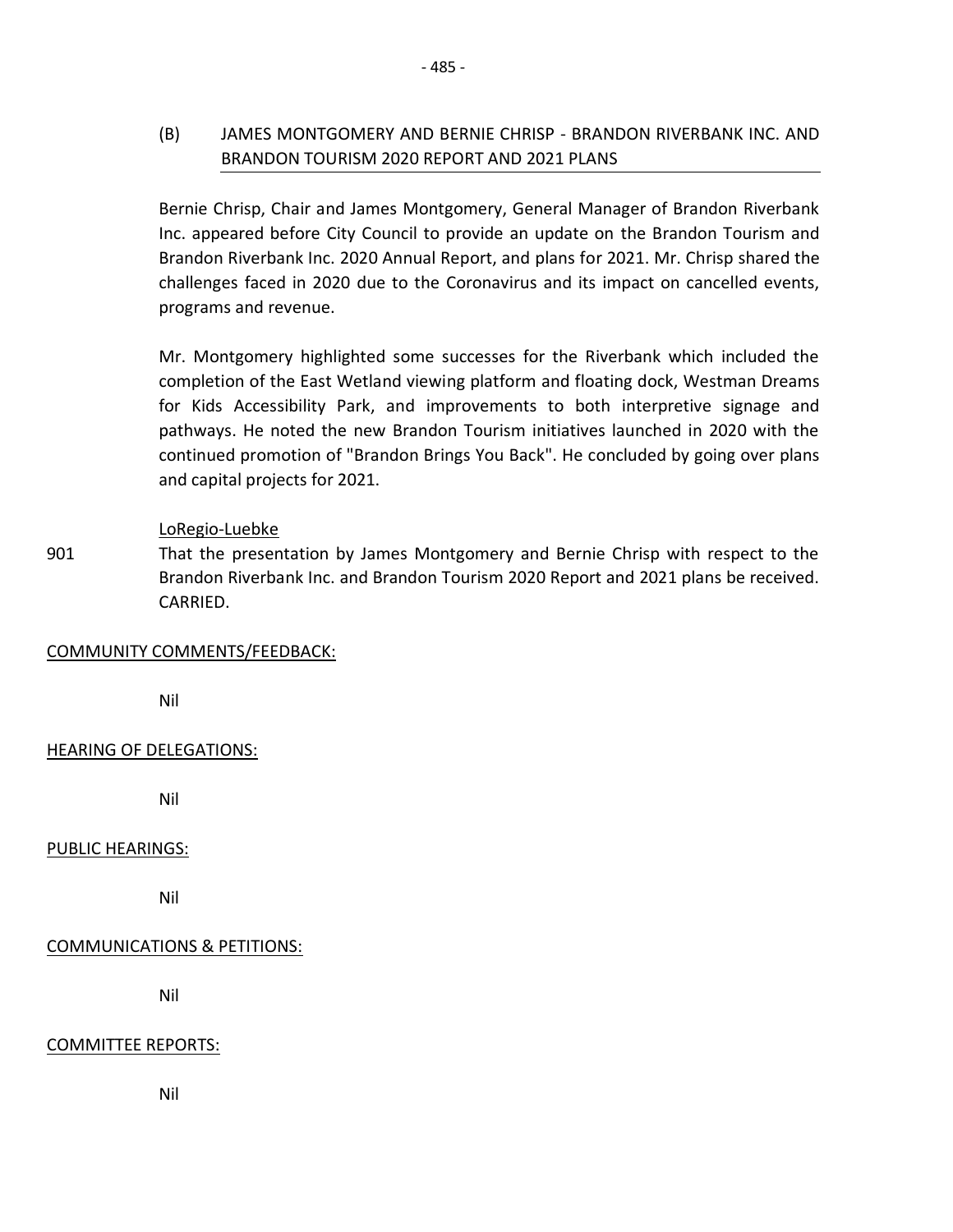### (B) JAMES MONTGOMERY AND BERNIE CHRISP - BRANDON RIVERBANK INC. AND BRANDON TOURISM 2020 REPORT AND 2021 PLANS

Bernie Chrisp, Chair and James Montgomery, General Manager of Brandon Riverbank Inc. appeared before City Council to provide an update on the Brandon Tourism and Brandon Riverbank Inc. 2020 Annual Report, and plans for 2021. Mr. Chrisp shared the challenges faced in 2020 due to the Coronavirus and its impact on cancelled events, programs and revenue.

Mr. Montgomery highlighted some successes for the Riverbank which included the completion of the East Wetland viewing platform and floating dock, Westman Dreams for Kids Accessibility Park, and improvements to both interpretive signage and pathways. He noted the new Brandon Tourism initiatives launched in 2020 with the continued promotion of "Brandon Brings You Back". He concluded by going over plans and capital projects for 2021.

LoRegio-Luebke

901 That the presentation by James Montgomery and Bernie Chrisp with respect to the Brandon Riverbank Inc. and Brandon Tourism 2020 Report and 2021 plans be received. CARRIED.

## COMMUNITY COMMENTS/FEEDBACK:

Nil

## HEARING OF DELEGATIONS:

Nil

## PUBLIC HEARINGS:

Nil

## COMMUNICATIONS & PETITIONS:

Nil

## COMMITTEE REPORTS:

Nil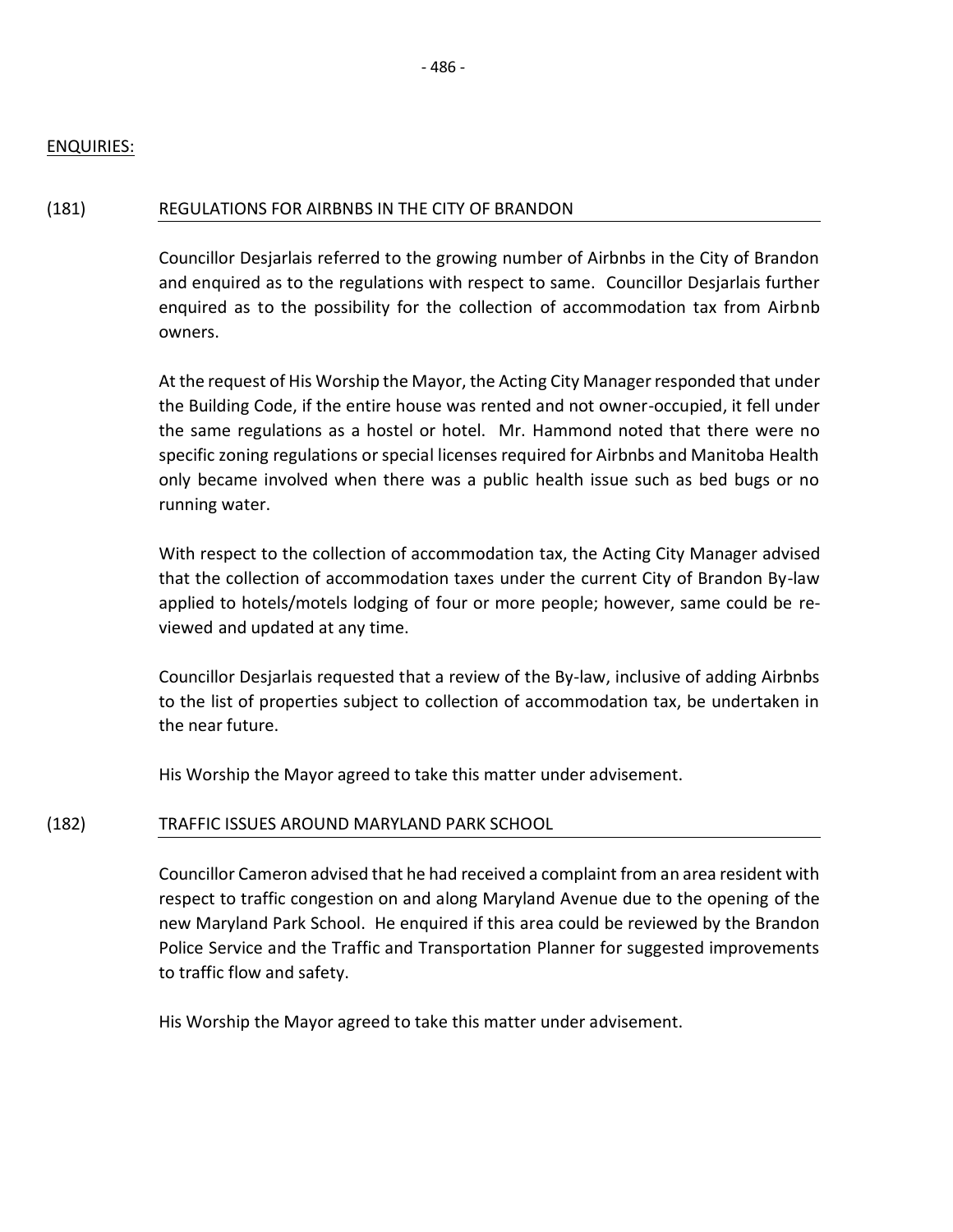ENQUIRIES:

(181) REGULATIONS FOR AIRBNBS IN THE CITY OF BRANDON

Councillor Desjarlais referred to the growing number of Airbnbs in the City of Brandon and enquired as to the regulations with respect to same. Councillor Desjarlais further enquired as to the possibility for the collection of accommodation tax from Airbnb owners.

At the request of His Worship the Mayor, the Acting City Manager responded that under the Building Code, if the entire house was rented and not owner-occupied, it fell under the same regulations as a hostel or hotel. Mr. Hammond noted that there were no specific zoning regulations or special licenses required for Airbnbs and Manitoba Health only became involved when there was a public health issue such as bed bugs or no running water.

With respect to the collection of accommodation tax, the Acting City Manager advised that the collection of accommodation taxes under the current City of Brandon By-law applied to hotels/motels lodging of four or more people; however, same could be re-viewed and updated at any time.

Councillor Desjarlais requested that a review of the By-law, inclusive of adding Airbnbs to the list of properties subject to collection of accommodation tax, be undertaken in the near future.

His Worship the Mayor agreed to take this matter under advisement.

(182) TRAFFIC ISSUES AROUND MARYLAND PARK SCHOOL

Councillor Cameron advised that he had received a complaint from an area resident with respect to traffic congestion on and along Maryland Avenue due to the opening of the new Maryland Park School. He enquired if this area could be reviewed by the Brandon Police Service and the Traffic and Transportation Planner for suggested improvements to traffic flow and safety.

His Worship the Mayor agreed to take this matter under advisement.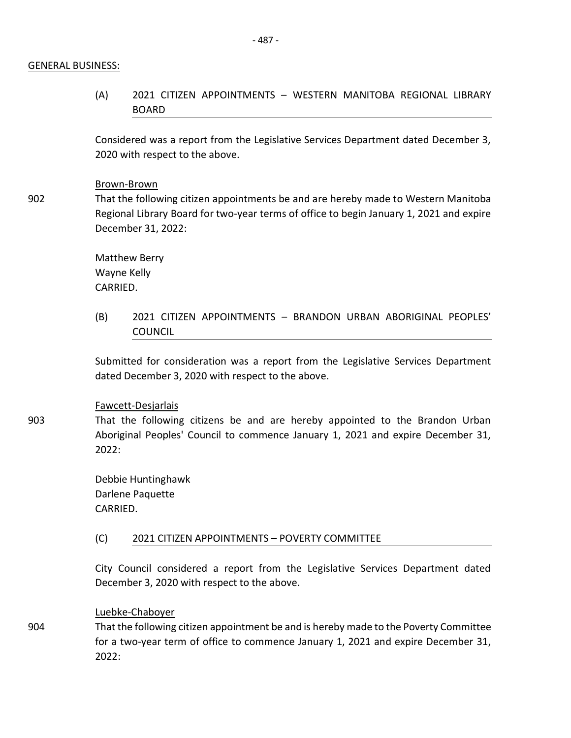GENERAL BUSINESS:

(A) 2021 CITIZEN APPOINTMENTS – WESTERN MANITOBA REGIONAL LIBRARY BOARD

Considered was a report from the Legislative Services Department dated December 3, 2020 with respect to the above.

Brown-Brown

902 That the following citizen appointments be and are hereby made to Western Manitoba Regional Library Board for two-year terms of office to begin January 1, 2021 and expire December 31, 2022:

Matthew Berry
Wayne Kelly
CARRIED.

(B) 2021 CITIZEN APPOINTMENTS – BRANDON URBAN ABORIGINAL PEOPLES' COUNCIL

Submitted for consideration was a report from the Legislative Services Department dated December 3, 2020 with respect to the above.

Fawcett-Desjarlais

903 That the following citizens be and are hereby appointed to the Brandon Urban Aboriginal Peoples' Council to commence January 1, 2021 and expire December 31, 2022:

Debbie Huntinghawk
Darlene Paquette
CARRIED.

(C) 2021 CITIZEN APPOINTMENTS – POVERTY COMMITTEE

City Council considered a report from the Legislative Services Department dated December 3, 2020 with respect to the above.

Luebke-Chaboyer

904 That the following citizen appointment be and is hereby made to the Poverty Committee for a two-year term of office to commence January 1, 2021 and expire December 31, 2022: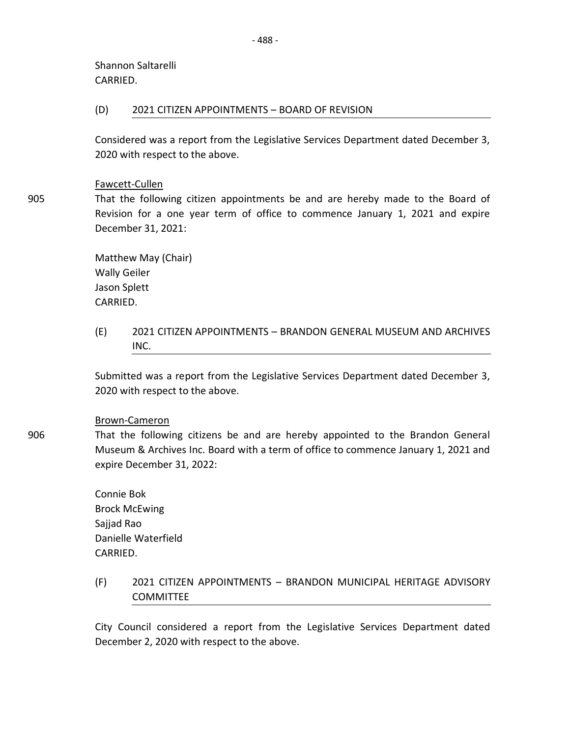Shannon Saltarelli
CARRIED.

(D) 2021 CITIZEN APPOINTMENTS – BOARD OF REVISION

Considered was a report from the Legislative Services Department dated December 3, 2020 with respect to the above.

Fawcett-Cullen

905 That the following citizen appointments be and are hereby made to the Board of Revision for a one year term of office to commence January 1, 2021 and expire December 31, 2021:

Matthew May (Chair)
Wally Geiler
Jason Splett
CARRIED.

(E) 2021 CITIZEN APPOINTMENTS – BRANDON GENERAL MUSEUM AND ARCHIVES INC.

Submitted was a report from the Legislative Services Department dated December 3, 2020 with respect to the above.

Brown-Cameron

906 That the following citizens be and are hereby appointed to the Brandon General Museum & Archives Inc. Board with a term of office to commence January 1, 2021 and expire December 31, 2022:

Connie Bok
Brock McEwing
Sajjad Rao
Danielle Waterfield
CARRIED.

(F) 2021 CITIZEN APPOINTMENTS – BRANDON MUNICIPAL HERITAGE ADVISORY COMMITTEE

City Council considered a report from the Legislative Services Department dated December 2, 2020 with respect to the above.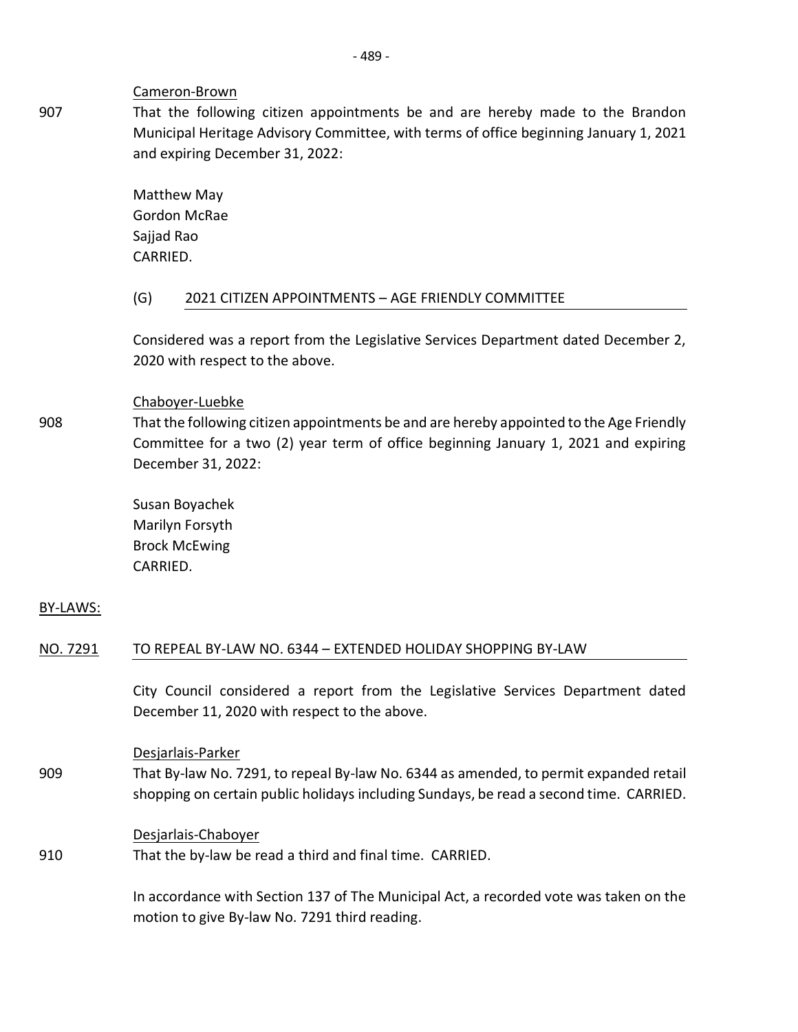Cameron-Brown

907 That the following citizen appointments be and are hereby made to the Brandon Municipal Heritage Advisory Committee, with terms of office beginning January 1, 2021 and expiring December 31, 2022:

Matthew May
Gordon McRae
Sajjad Rao
CARRIED.

(G) 2021 CITIZEN APPOINTMENTS – AGE FRIENDLY COMMITTEE

Considered was a report from the Legislative Services Department dated December 2, 2020 with respect to the above.

Chaboyer-Luebke

908 That the following citizen appointments be and are hereby appointed to the Age Friendly Committee for a two (2) year term of office beginning January 1, 2021 and expiring December 31, 2022:

Susan Boyachek
Marilyn Forsyth
Brock McEwing
CARRIED.

BY-LAWS:

NO. 7291 TO REPEAL BY-LAW NO. 6344 – EXTENDED HOLIDAY SHOPPING BY-LAW

City Council considered a report from the Legislative Services Department dated December 11, 2020 with respect to the above.

Desjarlais-Parker

909 That By-law No. 7291, to repeal By-law No. 6344 as amended, to permit expanded retail shopping on certain public holidays including Sundays, be read a second time. CARRIED.

Desjarlais-Chaboyer

910 That the by-law be read a third and final time. CARRIED.

In accordance with Section 137 of The Municipal Act, a recorded vote was taken on the motion to give By-law No. 7291 third reading.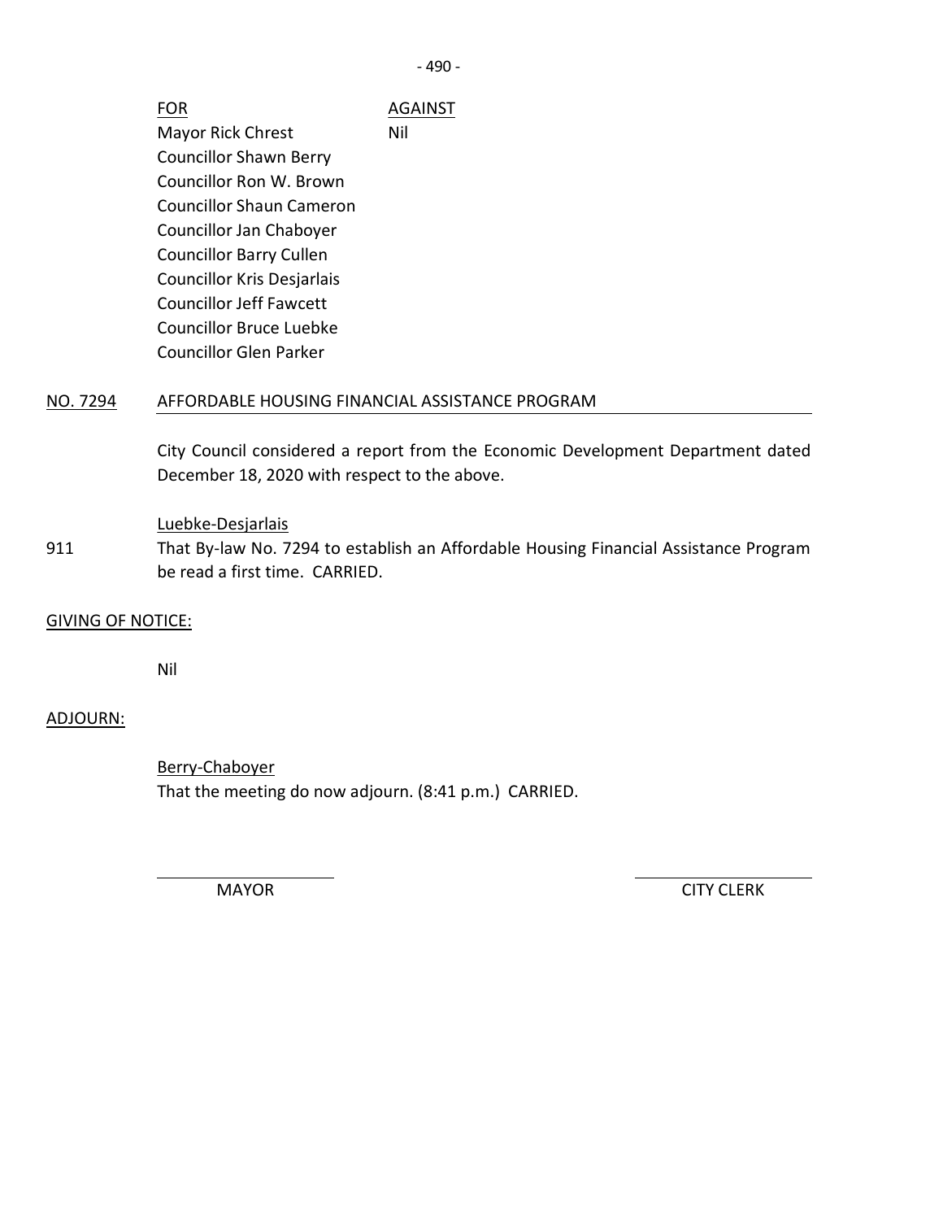| FOR | AGAINST |
|---|---|
| Mayor Rick Chrest | Nil |
| Councillor Shawn Berry | |
| Councillor Ron W. Brown | |
| Councillor Shaun Cameron | |
| Councillor Jan Chaboyer | |
| Councillor Barry Cullen | |
| Councillor Kris Desjarlais | |
| Councillor Jeff Fawcett | |
| Councillor Bruce Luebke | |
| Councillor Glen Parker | |

NO. 7294 AFFORDABLE HOUSING FINANCIAL ASSISTANCE PROGRAM

City Council considered a report from the Economic Development Department dated December 18, 2020 with respect to the above.

Luebke-Desjarlais

911 That By-law No. 7294 to establish an Affordable Housing Financial Assistance Program be read a first time. CARRIED.

GIVING OF NOTICE:

Nil

ADJOURN:

Berry-Chaboyer

That the meeting do now adjourn. (8:41 p.m.) CARRIED.

MAYOR CITY CLERK